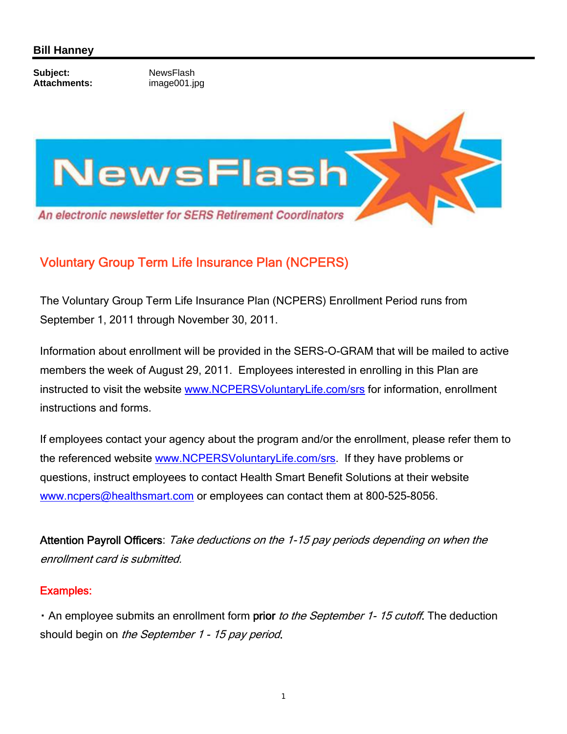**Bill Hanney**

**Subject:** NewsFlash
**Attachments:** image001.jpg

# NewsFlash

*An electronic newsletter for SERS Retirement Coordinators*

## Voluntary Group Term Life Insurance Plan (NCPERS)

The Voluntary Group Term Life Insurance Plan (NCPERS) Enrollment Period runs from September 1, 2011 through November 30, 2011.

Information about enrollment will be provided in the SERS-O-GRAM that will be mailed to active members the week of August 29, 2011. Employees interested in enrolling in this Plan are instructed to visit the website www.NCPERSVoluntaryLife.com/srs for information, enrollment instructions and forms.

If employees contact your agency about the program and/or the enrollment, please refer them to the referenced website www.NCPERSVoluntaryLife.com/srs. If they have problems or questions, instruct employees to contact Health Smart Benefit Solutions at their website www.ncpers@healthsmart.com or employees can contact them at 800-525-8056.

**Attention Payroll Officers**: *Take deductions on the 1-15 pay periods depending on when the enrollment card is submitted.*

### Examples:

- An employee submits an enrollment form **prior** *to the September 1- 15 cutoff*. The deduction should begin on *the September 1 - 15 pay period*.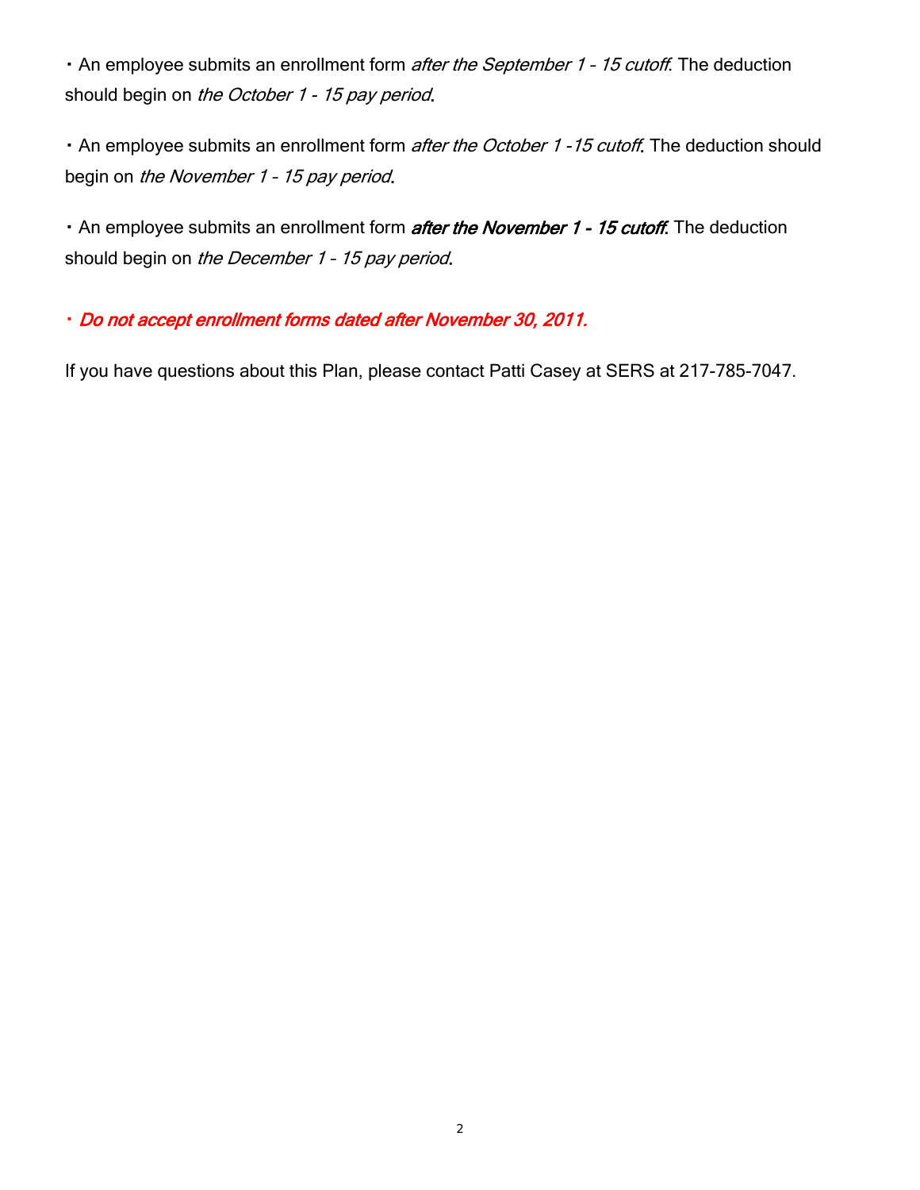- An employee submits an enrollment form *after the September 1 – 15 cutoff*. The deduction should begin on *the October 1 - 15 pay period*.

- An employee submits an enrollment form *after the October 1 -15 cutoff*. The deduction should begin on *the November 1 – 15 pay period*.

- An employee submits an enrollment form ***after the November 1 - 15 cutoff***. The deduction should begin on *the December 1 – 15 pay period*.

- ***Do not accept enrollment forms dated after November 30, 2011.***

If you have questions about this Plan, please contact Patti Casey at SERS at 217-785-7047.